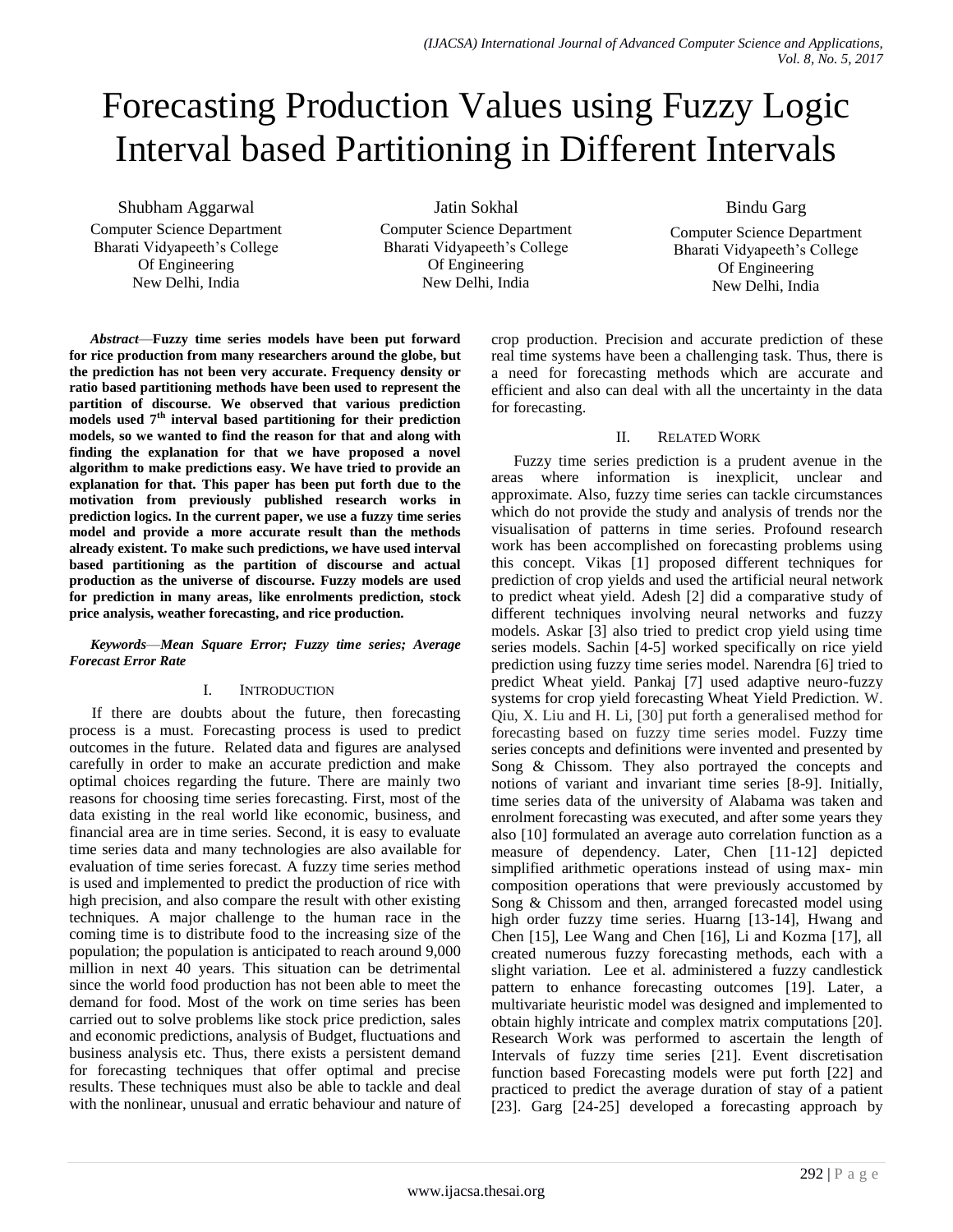# Forecasting Production Values using Fuzzy Logic Interval based Partitioning in Different Intervals

Shubham Aggarwal
Computer Science Department
Bharati Vidyapeeth's College
Of Engineering
New Delhi, India

Jatin Sokhal
Computer Science Department
Bharati Vidyapeeth's College
Of Engineering
New Delhi, India

Bindu Garg
Computer Science Department
Bharati Vidyapeeth's College
Of Engineering
New Delhi, India

***Abstract*—Fuzzy time series models have been put forward for rice production from many researchers around the globe, but the prediction has not been very accurate. Frequency density or ratio based partitioning methods have been used to represent the partition of discourse. We observed that various prediction models used 7th interval based partitioning for their prediction models, so we wanted to find the reason for that and along with finding the explanation for that we have proposed a novel algorithm to make predictions easy. We have tried to provide an explanation for that. This paper has been put forth due to the motivation from previously published research works in prediction logics. In the current paper, we use a fuzzy time series model and provide a more accurate result than the methods already existent. To make such predictions, we have used interval based partitioning as the partition of discourse and actual production as the universe of discourse. Fuzzy models are used for prediction in many areas, like enrolments prediction, stock price analysis, weather forecasting, and rice production.**

***Keywords*—*Mean Square Error; Fuzzy time series; Average Forecast Error Rate***

## I. INTRODUCTION

If there are doubts about the future, then forecasting process is a must. Forecasting process is used to predict outcomes in the future. Related data and figures are analysed carefully in order to make an accurate prediction and make optimal choices regarding the future. There are mainly two reasons for choosing time series forecasting. First, most of the data existing in the real world like economic, business, and financial area are in time series. Second, it is easy to evaluate time series data and many technologies are also available for evaluation of time series forecast. A fuzzy time series method is used and implemented to predict the production of rice with high precision, and also compare the result with other existing techniques. A major challenge to the human race in the coming time is to distribute food to the increasing size of the population; the population is anticipated to reach around 9,000 million in next 40 years. This situation can be detrimental since the world food production has not been able to meet the demand for food. Most of the work on time series has been carried out to solve problems like stock price prediction, sales and economic predictions, analysis of Budget, fluctuations and business analysis etc. Thus, there exists a persistent demand for forecasting techniques that offer optimal and precise results. These techniques must also be able to tackle and deal with the nonlinear, unusual and erratic behaviour and nature of crop production. Precision and accurate prediction of these real time systems have been a challenging task. Thus, there is a need for forecasting methods which are accurate and efficient and also can deal with all the uncertainty in the data for forecasting.

## II. RELATED WORK

Fuzzy time series prediction is a prudent avenue in the areas where information is inexplicit, unclear and approximate. Also, fuzzy time series can tackle circumstances which do not provide the study and analysis of trends nor the visualisation of patterns in time series. Profound research work has been accomplished on forecasting problems using this concept. Vikas [1] proposed different techniques for prediction of crop yields and used the artificial neural network to predict wheat yield. Adesh [2] did a comparative study of different techniques involving neural networks and fuzzy models. Askar [3] also tried to predict crop yield using time series models. Sachin [4-5] worked specifically on rice yield prediction using fuzzy time series model. Narendra [6] tried to predict Wheat yield. Pankaj [7] used adaptive neuro-fuzzy systems for crop yield forecasting Wheat Yield Prediction. W. Qiu, X. Liu and H. Li, [30] put forth a generalised method for forecasting based on fuzzy time series model. Fuzzy time series concepts and definitions were invented and presented by Song & Chissom. They also portrayed the concepts and notions of variant and invariant time series [8-9]. Initially, time series data of the university of Alabama was taken and enrolment forecasting was executed, and after some years they also [10] formulated an average auto correlation function as a measure of dependency. Later, Chen [11-12] depicted simplified arithmetic operations instead of using max- min composition operations that were previously accustomed by Song & Chissom and then, arranged forecasted model using high order fuzzy time series. Huarng [13-14], Hwang and Chen [15], Lee Wang and Chen [16], Li and Kozma [17], all created numerous fuzzy forecasting methods, each with a slight variation. Lee et al. administered a fuzzy candlestick pattern to enhance forecasting outcomes [19]. Later, a multivariate heuristic model was designed and implemented to obtain highly intricate and complex matrix computations [20]. Research Work was performed to ascertain the length of Intervals of fuzzy time series [21]. Event discretisation function based Forecasting models were put forth [22] and practiced to predict the average duration of stay of a patient [23]. Garg [24-25] developed a forecasting approach by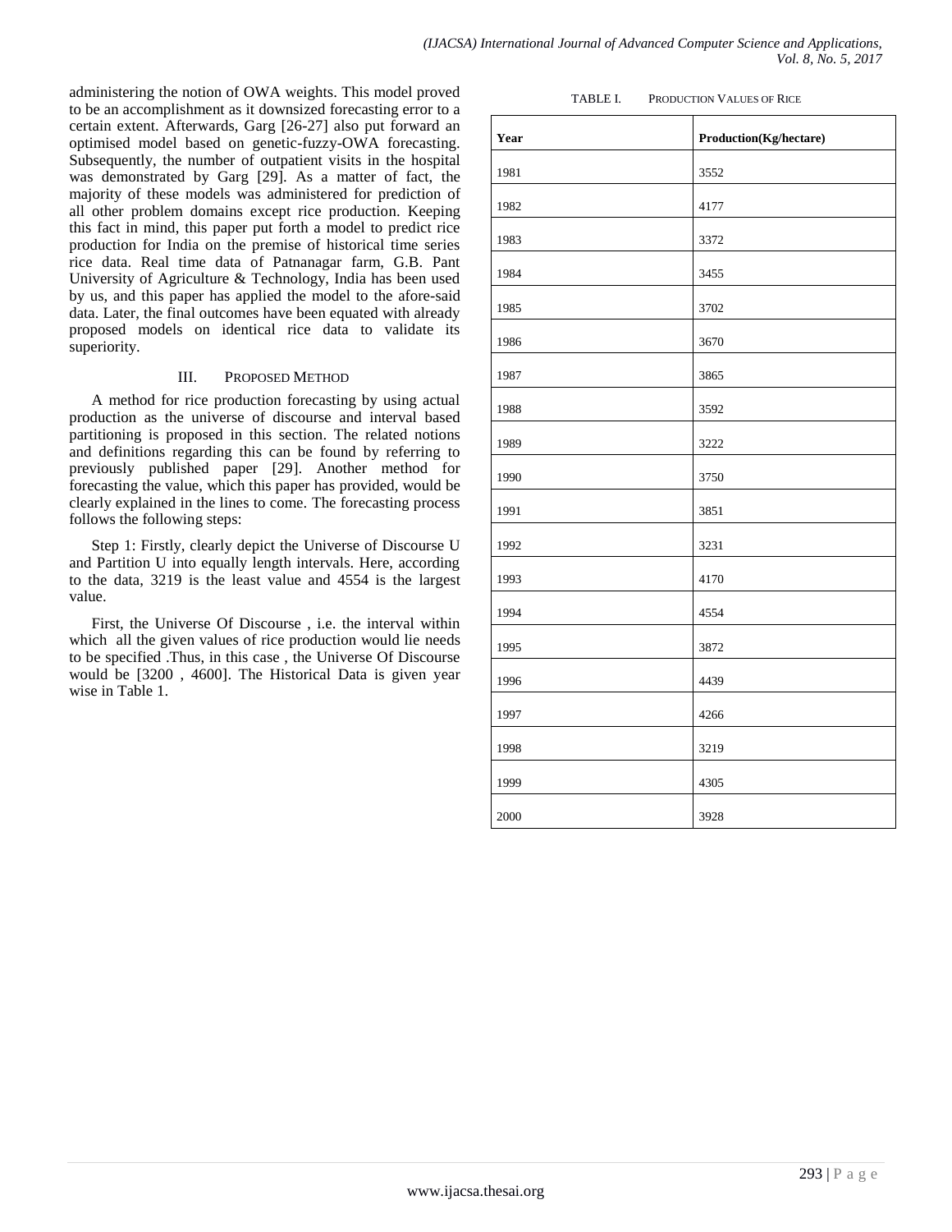administering the notion of OWA weights. This model proved to be an accomplishment as it downsized forecasting error to a certain extent. Afterwards, Garg [26-27] also put forward an optimised model based on genetic-fuzzy-OWA forecasting. Subsequently, the number of outpatient visits in the hospital was demonstrated by Garg [29]. As a matter of fact, the majority of these models was administered for prediction of all other problem domains except rice production. Keeping this fact in mind, this paper put forth a model to predict rice production for India on the premise of historical time series rice data. Real time data of Patnanagar farm, G.B. Pant University of Agriculture & Technology, India has been used by us, and this paper has applied the model to the afore-said data. Later, the final outcomes have been equated with already proposed models on identical rice data to validate its superiority.

## III. Proposed Method

A method for rice production forecasting by using actual production as the universe of discourse and interval based partitioning is proposed in this section. The related notions and definitions regarding this can be found by referring to previously published paper [29]. Another method for forecasting the value, which this paper has provided, would be clearly explained in the lines to come. The forecasting process follows the following steps:

Step 1: Firstly, clearly depict the Universe of Discourse U and Partition U into equally length intervals. Here, according to the data, 3219 is the least value and 4554 is the largest value.

First, the Universe Of Discourse , i.e. the interval within which all the given values of rice production would lie needs to be specified .Thus, in this case , the Universe Of Discourse would be [3200 , 4600]. The Historical Data is given year wise in Table 1.

TABLE I. Production Values of Rice

| **Year** | **Production(Kg/hectare)** |
|---|---|
| 1981 | 3552 |
| 1982 | 4177 |
| 1983 | 3372 |
| 1984 | 3455 |
| 1985 | 3702 |
| 1986 | 3670 |
| 1987 | 3865 |
| 1988 | 3592 |
| 1989 | 3222 |
| 1990 | 3750 |
| 1991 | 3851 |
| 1992 | 3231 |
| 1993 | 4170 |
| 1994 | 4554 |
| 1995 | 3872 |
| 1996 | 4439 |
| 1997 | 4266 |
| 1998 | 3219 |
| 1999 | 4305 |
| 2000 | 3928 |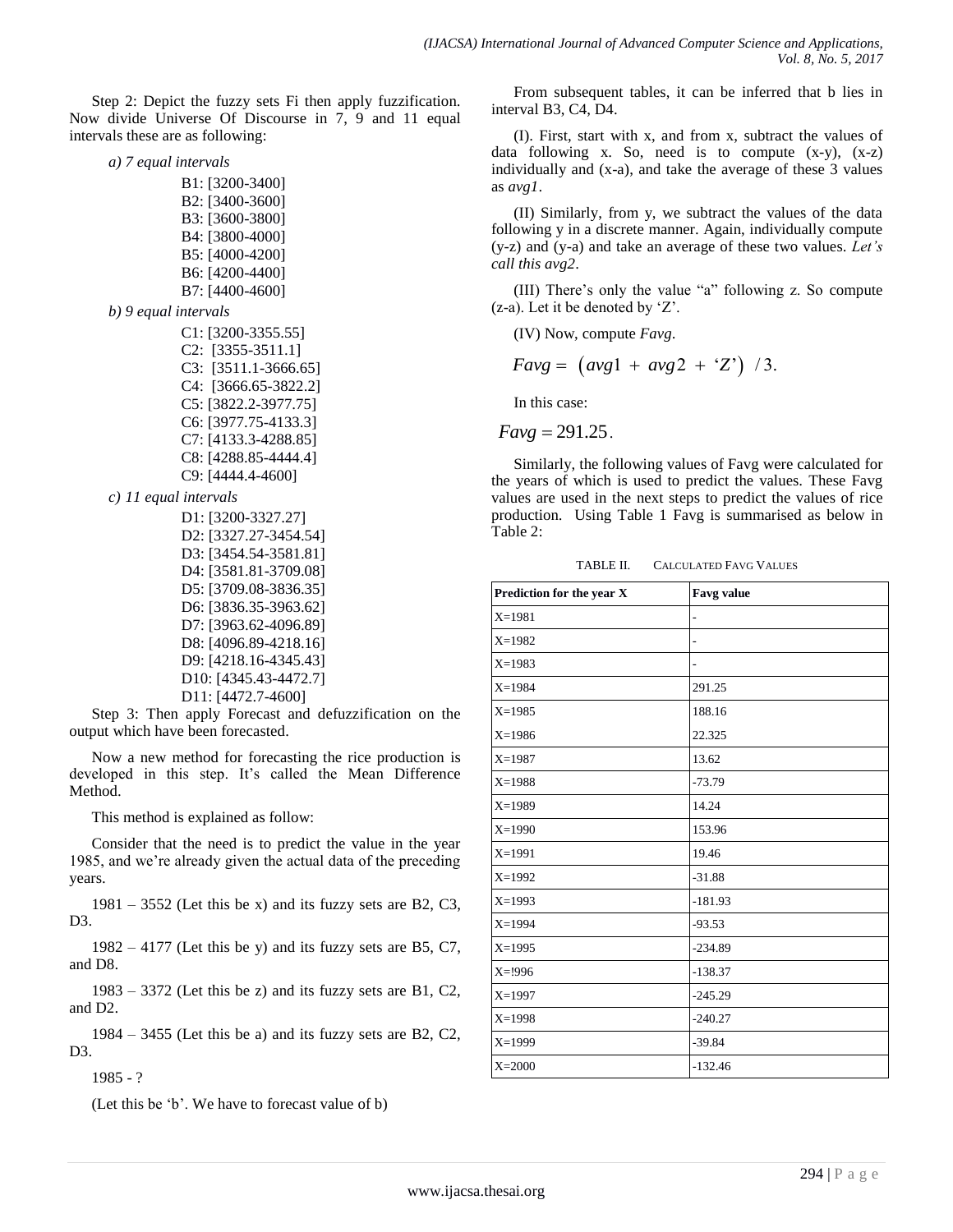Step 2: Depict the fuzzy sets Fi then apply fuzzification. Now divide Universe Of Discourse in 7, 9 and 11 equal intervals these are as following:

*a) 7 equal intervals*

B1: [3200-3400]
B2: [3400-3600]
B3: [3600-3800]
B4: [3800-4000]
B5: [4000-4200]
B6: [4200-4400]
B7: [4400-4600]

*b) 9 equal intervals*

C1: [3200-3355.55]
C2: [3355-3511.1]
C3: [3511.1-3666.65]
C4: [3666.65-3822.2]
C5: [3822.2-3977.75]
C6: [3977.75-4133.3]
C7: [4133.3-4288.85]
C8: [4288.85-4444.4]
C9: [4444.4-4600]

*c) 11 equal intervals*

D1: [3200-3327.27]
D2: [3327.27-3454.54]
D3: [3454.54-3581.81]
D4: [3581.81-3709.08]
D5: [3709.08-3836.35]
D6: [3836.35-3963.62]
D7: [3963.62-4096.89]
D8: [4096.89-4218.16]
D9: [4218.16-4345.43]
D10: [4345.43-4472.7]
D11: [4472.7-4600]

Step 3: Then apply Forecast and defuzzification on the output which have been forecasted.

Now a new method for forecasting the rice production is developed in this step. It's called the Mean Difference Method.

This method is explained as follow:

Consider that the need is to predict the value in the year 1985, and we're already given the actual data of the preceding years.

1981 – 3552 (Let this be x) and its fuzzy sets are B2, C3, D3.

1982 – 4177 (Let this be y) and its fuzzy sets are B5, C7, and D8.

1983 – 3372 (Let this be z) and its fuzzy sets are B1, C2, and D2.

1984 – 3455 (Let this be a) and its fuzzy sets are B2, C2, D3.

1985 - ?

(Let this be 'b'. We have to forecast value of b)

From subsequent tables, it can be inferred that b lies in interval B3, C4, D4.

(I). First, start with x, and from x, subtract the values of data following x. So, need is to compute (x-y), (x-z) individually and (x-a), and take the average of these 3 values as *avg1*.

(II) Similarly, from y, we subtract the values of the data following y in a discrete manner. Again, individually compute (y-z) and (y-a) and take an average of these two values. *Let's call this avg2*.

(III) There's only the value "a" following z. So compute (z-a). Let it be denoted by 'Z'.

(IV) Now, compute *Favg*.

$$Favg = \left(avg1 + avg2 + \text{`Z'}\right) / 3.$$

In this case:

$$Favg = 291.25.$$

Similarly, the following values of Favg were calculated for the years of which is used to predict the values. These Favg values are used in the next steps to predict the values of rice production. Using Table 1 Favg is summarised as below in Table 2:

TABLE II. CALCULATED FAVG VALUES

| Prediction for the year X | Favg value |
|---|---|
| X=1981 | - |
| X=1982 | - |
| X=1983 | - |
| X=1984 | 291.25 |
| X=1985 | 188.16 |
| X=1986 | 22.325 |
| X=1987 | 13.62 |
| X=1988 | -73.79 |
| X=1989 | 14.24 |
| X=1990 | 153.96 |
| X=1991 | 19.46 |
| X=1992 | -31.88 |
| X=1993 | -181.93 |
| X=1994 | -93.53 |
| X=1995 | -234.89 |
| X=!996 | -138.37 |
| X=1997 | -245.29 |
| X=1998 | -240.27 |
| X=1999 | -39.84 |
| X=2000 | -132.46 |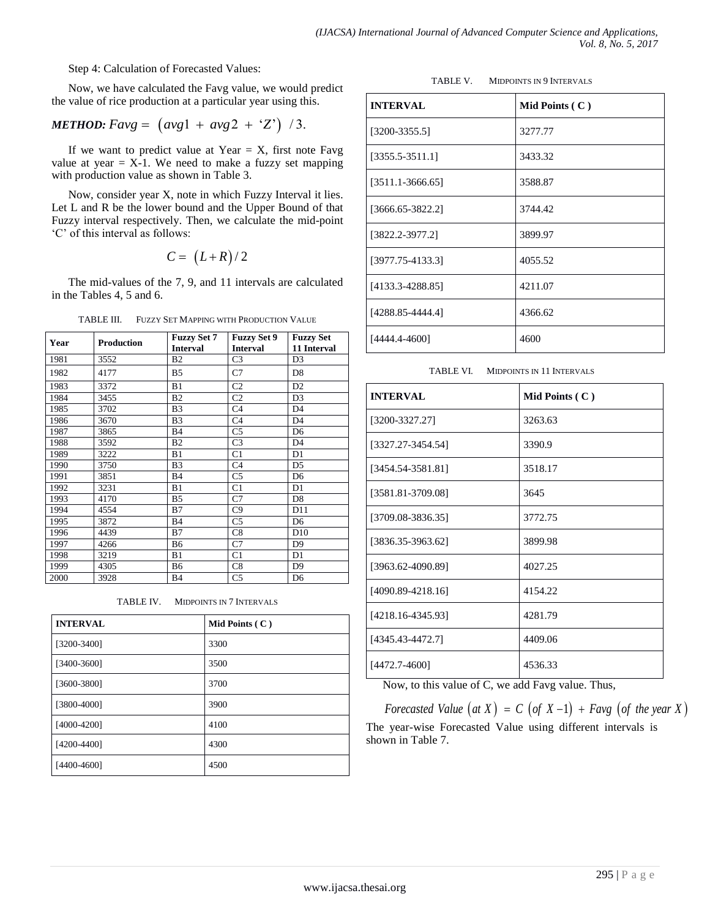Step 4: Calculation of Forecasted Values:

Now, we have calculated the Favg value, we would predict the value of rice production at a particular year using this.

***METHOD:*** $Favg = (avg1 + avg2 + \text{'}Z\text{'}) / 3.$

If we want to predict value at Year = X, first note Favg value at year = X-1. We need to make a fuzzy set mapping with production value as shown in Table 3.

Now, consider year X, note in which Fuzzy Interval it lies. Let L and R be the lower bound and the Upper Bound of that Fuzzy interval respectively. Then, we calculate the mid-point 'C' of this interval as follows:

$$C = (L+R)/2$$

The mid-values of the 7, 9, and 11 intervals are calculated in the Tables 4, 5 and 6.

TABLE III. FUZZY SET MAPPING WITH PRODUCTION VALUE

| Year | Production | Fuzzy Set 7 Interval | Fuzzy Set 9 Interval | Fuzzy Set 11 Interval |
|---|---|---|---|---|
| 1981 | 3552 | B2 | C3 | D3 |
| 1982 | 4177 | B5 | C7 | D8 |
| 1983 | 3372 | B1 | C2 | D2 |
| 1984 | 3455 | B2 | C2 | D3 |
| 1985 | 3702 | B3 | C4 | D4 |
| 1986 | 3670 | B3 | C4 | D4 |
| 1987 | 3865 | B4 | C5 | D6 |
| 1988 | 3592 | B2 | C3 | D4 |
| 1989 | 3222 | B1 | C1 | D1 |
| 1990 | 3750 | B3 | C4 | D5 |
| 1991 | 3851 | B4 | C5 | D6 |
| 1992 | 3231 | B1 | C1 | D1 |
| 1993 | 4170 | B5 | C7 | D8 |
| 1994 | 4554 | B7 | C9 | D11 |
| 1995 | 3872 | B4 | C5 | D6 |
| 1996 | 4439 | B7 | C8 | D10 |
| 1997 | 4266 | B6 | C7 | D9 |
| 1998 | 3219 | B1 | C1 | D1 |
| 1999 | 4305 | B6 | C8 | D9 |
| 2000 | 3928 | B4 | C5 | D6 |

TABLE IV. MIDPOINTS IN 7 INTERVALS

| INTERVAL | Mid Points ( C ) |
|---|---|
| [3200-3400] | 3300 |
| [3400-3600] | 3500 |
| [3600-3800] | 3700 |
| [3800-4000] | 3900 |
| [4000-4200] | 4100 |
| [4200-4400] | 4300 |
| [4400-4600] | 4500 |

TABLE V. MIDPOINTS IN 9 INTERVALS

| INTERVAL | Mid Points ( C ) |
|---|---|
| [3200-3355.5] | 3277.77 |
| [3355.5-3511.1] | 3433.32 |
| [3511.1-3666.65] | 3588.87 |
| [3666.65-3822.2] | 3744.42 |
| [3822.2-3977.2] | 3899.97 |
| [3977.75-4133.3] | 4055.52 |
| [4133.3-4288.85] | 4211.07 |
| [4288.85-4444.4] | 4366.62 |
| [4444.4-4600] | 4600 |

TABLE VI. MIDPOINTS IN 11 INTERVALS

| INTERVAL | Mid Points ( C ) |
|---|---|
| [3200-3327.27] | 3263.63 |
| [3327.27-3454.54] | 3390.9 |
| [3454.54-3581.81] | 3518.17 |
| [3581.81-3709.08] | 3645 |
| [3709.08-3836.35] | 3772.75 |
| [3836.35-3963.62] | 3899.98 |
| [3963.62-4090.89] | 4027.25 |
| [4090.89-4218.16] | 4154.22 |
| [4218.16-4345.93] | 4281.79 |
| [4345.43-4472.7] | 4409.06 |
| [4472.7-4600] | 4536.33 |

Now, to this value of C, we add Favg value. Thus,

$$\textit{Forecasted Value}\ (at\ X) = C\ (of\ X-1) + Favg\ (of\ the\ year\ X)$$

The year-wise Forecasted Value using different intervals is shown in Table 7.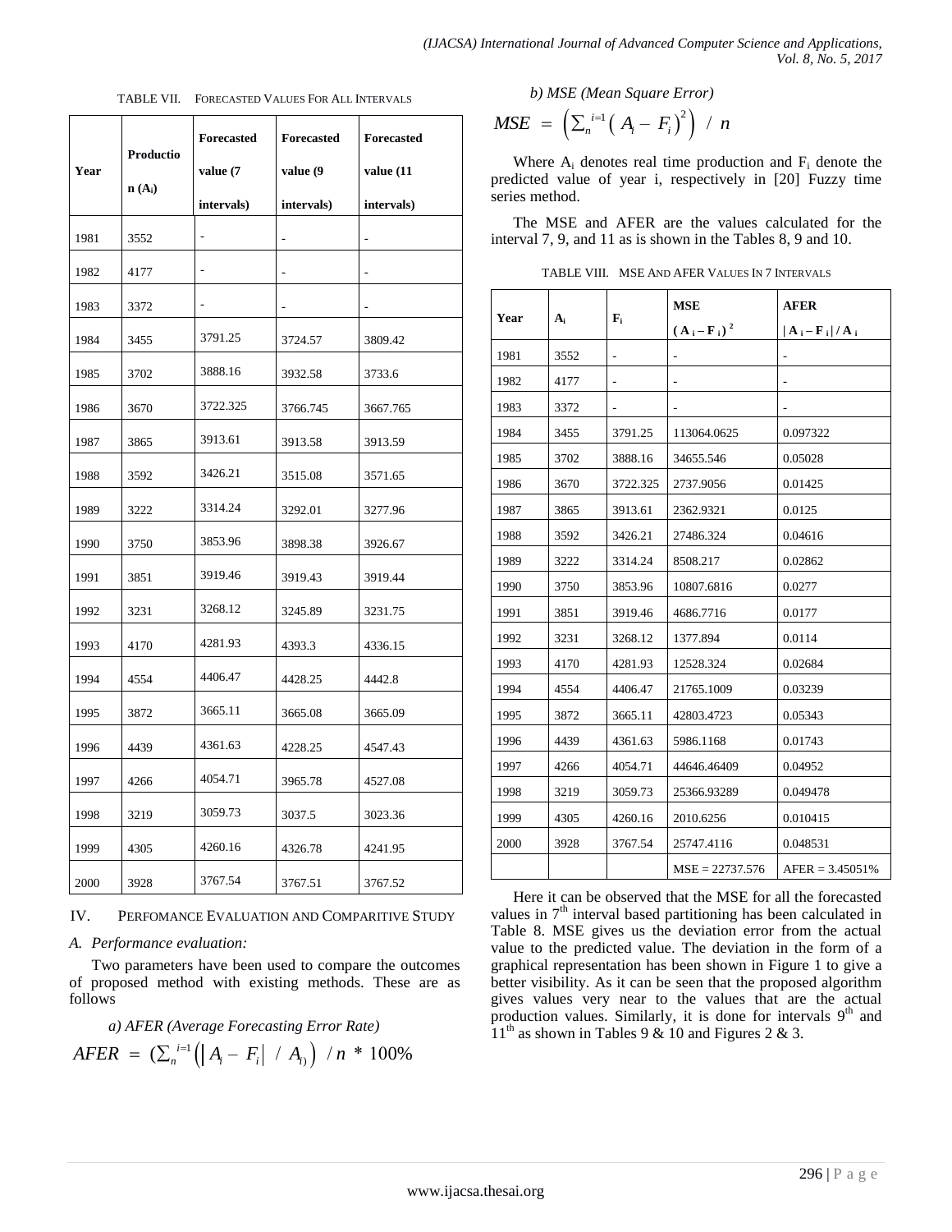TABLE VII. FORECASTED VALUES FOR ALL INTERVALS

| Year | Production ($A_i$) | Forecasted value (7 intervals) | Forecasted value (9 intervals) | Forecasted value (11 intervals) |
|---|---|---|---|---|
| 1981 | 3552 | - | - | - |
| 1982 | 4177 | - | - | - |
| 1983 | 3372 | - | - | - |
| 1984 | 3455 | 3791.25 | 3724.57 | 3809.42 |
| 1985 | 3702 | 3888.16 | 3932.58 | 3733.6 |
| 1986 | 3670 | 3722.325 | 3766.745 | 3667.765 |
| 1987 | 3865 | 3913.61 | 3913.58 | 3913.59 |
| 1988 | 3592 | 3426.21 | 3515.08 | 3571.65 |
| 1989 | 3222 | 3314.24 | 3292.01 | 3277.96 |
| 1990 | 3750 | 3853.96 | 3898.38 | 3926.67 |
| 1991 | 3851 | 3919.46 | 3919.43 | 3919.44 |
| 1992 | 3231 | 3268.12 | 3245.89 | 3231.75 |
| 1993 | 4170 | 4281.93 | 4393.3 | 4336.15 |
| 1994 | 4554 | 4406.47 | 4428.25 | 4442.8 |
| 1995 | 3872 | 3665.11 | 3665.08 | 3665.09 |
| 1996 | 4439 | 4361.63 | 4228.25 | 4547.43 |
| 1997 | 4266 | 4054.71 | 3965.78 | 4527.08 |
| 1998 | 3219 | 3059.73 | 3037.5 | 3023.36 |
| 1999 | 4305 | 4260.16 | 4326.78 | 4241.95 |
| 2000 | 3928 | 3767.54 | 3767.51 | 3767.52 |

## IV. PERFOMANCE EVALUATION AND COMPARITIVE STUDY

### A. Performance evaluation:

Two parameters have been used to compare the outcomes of proposed method with existing methods. These are as follows

*a) AFER (Average Forecasting Error Rate)*

$$AFER = \left(\sum_{n}^{i=1}\left(\left|A_i - F_i\right| / A_i\right)\right) / n * 100\%$$

*b) MSE (Mean Square Error)*

$$MSE = \left(\sum_{n}^{i=1}\left(A_i - F_i\right)^2\right) / n$$

Where $A_i$ denotes real time production and $F_i$ denote the predicted value of year i, respectively in [20] Fuzzy time series method.

The MSE and AFER are the values calculated for the interval 7, 9, and 11 as is shown in the Tables 8, 9 and 10.

TABLE VIII. MSE AND AFER VALUES IN 7 INTERVALS

| Year | $A_i$ | $F_i$ | MSE $(A_i - F_i)^2$ | AFER $\|A_i - F_i\| / A_i$ |
|---|---|---|---|---|
| 1981 | 3552 | - | - | - |
| 1982 | 4177 | - | - | - |
| 1983 | 3372 | - | - | - |
| 1984 | 3455 | 3791.25 | 113064.0625 | 0.097322 |
| 1985 | 3702 | 3888.16 | 34655.546 | 0.05028 |
| 1986 | 3670 | 3722.325 | 2737.9056 | 0.01425 |
| 1987 | 3865 | 3913.61 | 2362.9321 | 0.0125 |
| 1988 | 3592 | 3426.21 | 27486.324 | 0.04616 |
| 1989 | 3222 | 3314.24 | 8508.217 | 0.02862 |
| 1990 | 3750 | 3853.96 | 10807.6816 | 0.0277 |
| 1991 | 3851 | 3919.46 | 4686.7716 | 0.0177 |
| 1992 | 3231 | 3268.12 | 1377.894 | 0.0114 |
| 1993 | 4170 | 4281.93 | 12528.324 | 0.02684 |
| 1994 | 4554 | 4406.47 | 21765.1009 | 0.03239 |
| 1995 | 3872 | 3665.11 | 42803.4723 | 0.05343 |
| 1996 | 4439 | 4361.63 | 5986.1168 | 0.01743 |
| 1997 | 4266 | 4054.71 | 44646.46409 | 0.04952 |
| 1998 | 3219 | 3059.73 | 25366.93289 | 0.049478 |
| 1999 | 4305 | 4260.16 | 2010.6256 | 0.010415 |
| 2000 | 3928 | 3767.54 | 25747.4116 | 0.048531 |
| | | | MSE = 22737.576 | AFER = 3.45051% |

Here it can be observed that the MSE for all the forecasted values in 7th interval based partitioning has been calculated in Table 8. MSE gives us the deviation error from the actual value to the predicted value. The deviation in the form of a graphical representation has been shown in Figure 1 to give a better visibility. As it can be seen that the proposed algorithm gives values very near to the values that are the actual production values. Similarly, it is done for intervals 9th and 11th as shown in Tables 9 & 10 and Figures 2 & 3.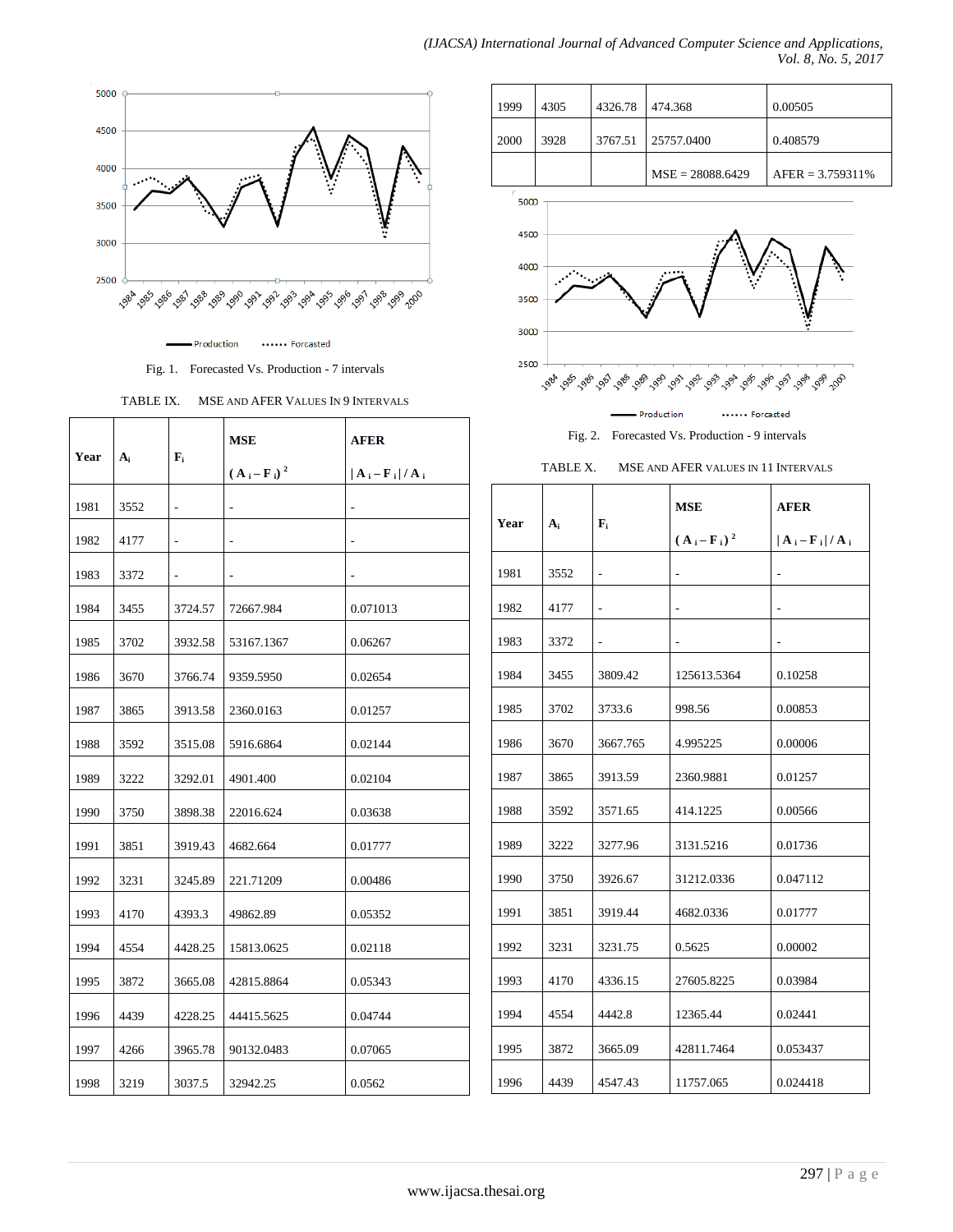Fig. 1. Forecasted Vs. Production - 7 intervals

TABLE IX. MSE AND AFER VALUES IN 9 INTERVALS

| Year | $A_i$ | $F_i$ | MSE $(A_i - F_i)^2$ | AFER $\lvert A_i - F_i \rvert / A_i$ |
|---|---|---|---|---|
| 1981 | 3552 | - | - | - |
| 1982 | 4177 | - | - | - |
| 1983 | 3372 | - | - | - |
| 1984 | 3455 | 3724.57 | 72667.984 | 0.071013 |
| 1985 | 3702 | 3932.58 | 53167.1367 | 0.06267 |
| 1986 | 3670 | 3766.74 | 9359.5950 | 0.02654 |
| 1987 | 3865 | 3913.58 | 2360.0163 | 0.01257 |
| 1988 | 3592 | 3515.08 | 5916.6864 | 0.02144 |
| 1989 | 3222 | 3292.01 | 4901.400 | 0.02104 |
| 1990 | 3750 | 3898.38 | 22016.624 | 0.03638 |
| 1991 | 3851 | 3919.43 | 4682.664 | 0.01777 |
| 1992 | 3231 | 3245.89 | 221.71209 | 0.00486 |
| 1993 | 4170 | 4393.3 | 49862.89 | 0.05352 |
| 1994 | 4554 | 4428.25 | 15813.0625 | 0.02118 |
| 1995 | 3872 | 3665.08 | 42815.8864 | 0.05343 |
| 1996 | 4439 | 4228.25 | 44415.5625 | 0.04744 |
| 1997 | 4266 | 3965.78 | 90132.0483 | 0.07065 |
| 1998 | 3219 | 3037.5 | 32942.25 | 0.0562 |
| 1999 | 4305 | 4326.78 | 474.368 | 0.00505 |
| 2000 | 3928 | 3767.51 | 25757.0400 | 0.408579 |
| | | | MSE = 28088.6429 | AFER = 3.759311% |

Fig. 2. Forecasted Vs. Production - 9 intervals

TABLE X. MSE AND AFER VALUES IN 11 INTERVALS

| Year | $A_i$ | $F_i$ | MSE $(A_i - F_i)^2$ | AFER $\lvert A_i - F_i \rvert / A_i$ |
|---|---|---|---|---|
| 1981 | 3552 | - | - | - |
| 1982 | 4177 | - | - | - |
| 1983 | 3372 | - | - | - |
| 1984 | 3455 | 3809.42 | 125613.5364 | 0.10258 |
| 1985 | 3702 | 3733.6 | 998.56 | 0.00853 |
| 1986 | 3670 | 3667.765 | 4.995225 | 0.00006 |
| 1987 | 3865 | 3913.59 | 2360.9881 | 0.01257 |
| 1988 | 3592 | 3571.65 | 414.1225 | 0.00566 |
| 1989 | 3222 | 3277.96 | 3131.5216 | 0.01736 |
| 1990 | 3750 | 3926.67 | 31212.0336 | 0.047112 |
| 1991 | 3851 | 3919.44 | 4682.0336 | 0.01777 |
| 1992 | 3231 | 3231.75 | 0.5625 | 0.00002 |
| 1993 | 4170 | 4336.15 | 27605.8225 | 0.03984 |
| 1994 | 4554 | 4442.8 | 12365.44 | 0.02441 |
| 1995 | 3872 | 3665.09 | 42811.7464 | 0.053437 |
| 1996 | 4439 | 4547.43 | 11757.065 | 0.024418 |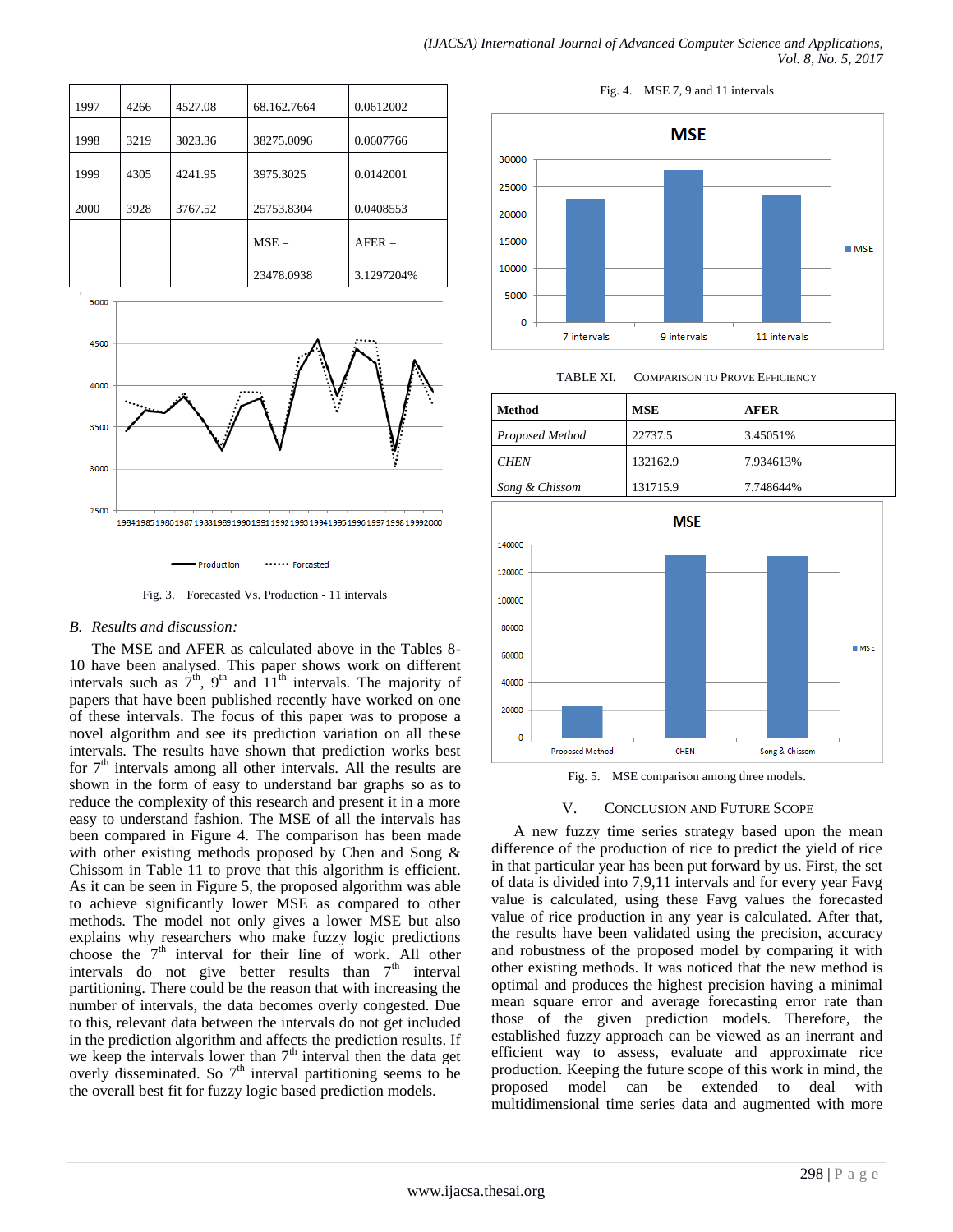| 1997 | 4266 | 4527.08 | 68.162.7664 | 0.0612002 |
|---|---|---|---|---|
| 1998 | 3219 | 3023.36 | 38275.0096 | 0.0607766 |
| 1999 | 4305 | 4241.95 | 3975.3025 | 0.0142001 |
| 2000 | 3928 | 3767.52 | 25753.8304 | 0.0408553 |
| | | | MSE = 23478.0938 | AFER = 3.1297204% |

Fig. 3. Forecasted Vs. Production - 11 intervals

### B. Results and discussion:

The MSE and AFER as calculated above in the Tables 8-10 have been analysed. This paper shows work on different intervals such as 7th, 9th and 11th intervals. The majority of papers that have been published recently have worked on one of these intervals. The focus of this paper was to propose a novel algorithm and see its prediction variation on all these intervals. The results have shown that prediction works best for 7th intervals among all other intervals. All the results are shown in the form of easy to understand bar graphs so as to reduce the complexity of this research and present it in a more easy to understand fashion. The MSE of all the intervals has been compared in Figure 4. The comparison has been made with other existing methods proposed by Chen and Song & Chissom in Table 11 to prove that this algorithm is efficient. As it can be seen in Figure 5, the proposed algorithm was able to achieve significantly lower MSE as compared to other methods. The model not only gives a lower MSE but also explains why researchers who make fuzzy logic predictions choose the 7th interval for their line of work. All other intervals do not give better results than 7th interval partitioning. There could be the reason that with increasing the number of intervals, the data becomes overly congested. Due to this, relevant data between the intervals do not get included in the prediction algorithm and affects the prediction results. If we keep the intervals lower than 7th interval then the data get overly disseminated. So 7th interval partitioning seems to be the overall best fit for fuzzy logic based prediction models.

Fig. 4. MSE 7, 9 and 11 intervals

TABLE XI. Comparison to Prove Efficiency

| Method | MSE | AFER |
|---|---|---|
| *Proposed Method* | 22737.5 | 3.45051% |
| *CHEN* | 132162.9 | 7.934613% |
| *Song & Chissom* | 131715.9 | 7.748644% |

Fig. 5. MSE comparison among three models.

## V. Conclusion and Future Scope

A new fuzzy time series strategy based upon the mean difference of the production of rice to predict the yield of rice in that particular year has been put forward by us. First, the set of data is divided into 7,9,11 intervals and for every year Favg value is calculated, using these Favg values the forecasted value of rice production in any year is calculated. After that, the results have been validated using the precision, accuracy and robustness of the proposed model by comparing it with other existing methods. It was noticed that the new method is optimal and produces the highest precision having a minimal mean square error and average forecasting error rate than those of the given prediction models. Therefore, the established fuzzy approach can be viewed as an inerrant and efficient way to assess, evaluate and approximate rice production. Keeping the future scope of this work in mind, the proposed model can be extended to deal with multidimensional time series data and augmented with more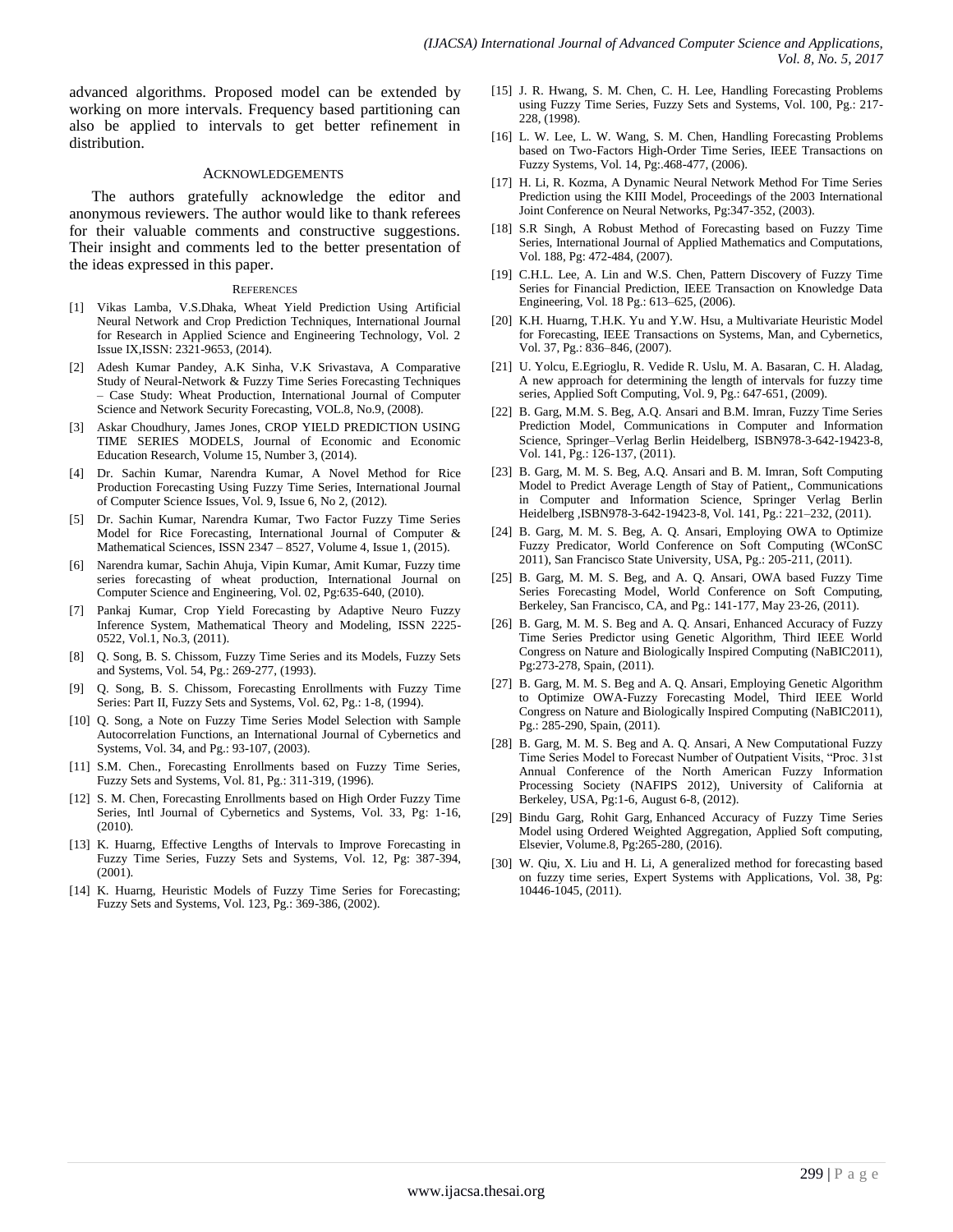advanced algorithms. Proposed model can be extended by working on more intervals. Frequency based partitioning can also be applied to intervals to get better refinement in distribution.

## ACKNOWLEDGEMENTS

The authors gratefully acknowledge the editor and anonymous reviewers. The author would like to thank referees for their valuable comments and constructive suggestions. Their insight and comments led to the better presentation of the ideas expressed in this paper.

## REFERENCES

[1] Vikas Lamba, V.S.Dhaka, Wheat Yield Prediction Using Artificial Neural Network and Crop Prediction Techniques, International Journal for Research in Applied Science and Engineering Technology, Vol. 2 Issue IX,ISSN: 2321-9653, (2014).

[2] Adesh Kumar Pandey, A.K Sinha, V.K Srivastava, A Comparative Study of Neural-Network & Fuzzy Time Series Forecasting Techniques – Case Study: Wheat Production, International Journal of Computer Science and Network Security Forecasting, VOL.8, No.9, (2008).

[3] Askar Choudhury, James Jones, CROP YIELD PREDICTION USING TIME SERIES MODELS, Journal of Economic and Economic Education Research, Volume 15, Number 3, (2014).

[4] Dr. Sachin Kumar, Narendra Kumar, A Novel Method for Rice Production Forecasting Using Fuzzy Time Series, International Journal of Computer Science Issues, Vol. 9, Issue 6, No 2, (2012).

[5] Dr. Sachin Kumar, Narendra Kumar, Two Factor Fuzzy Time Series Model for Rice Forecasting, International Journal of Computer & Mathematical Sciences, ISSN 2347 – 8527, Volume 4, Issue 1, (2015).

[6] Narendra kumar, Sachin Ahuja, Vipin Kumar, Amit Kumar, Fuzzy time series forecasting of wheat production, International Journal on Computer Science and Engineering, Vol. 02, Pg:635-640, (2010).

[7] Pankaj Kumar, Crop Yield Forecasting by Adaptive Neuro Fuzzy Inference System, Mathematical Theory and Modeling, ISSN 2225-0522, Vol.1, No.3, (2011).

[8] Q. Song, B. S. Chissom, Fuzzy Time Series and its Models, Fuzzy Sets and Systems, Vol. 54, Pg.: 269-277, (1993).

[9] Q. Song, B. S. Chissom, Forecasting Enrollments with Fuzzy Time Series: Part II, Fuzzy Sets and Systems, Vol. 62, Pg.: 1-8, (1994).

[10] Q. Song, a Note on Fuzzy Time Series Model Selection with Sample Autocorrelation Functions, an International Journal of Cybernetics and Systems, Vol. 34, and Pg.: 93-107, (2003).

[11] S.M. Chen., Forecasting Enrollments based on Fuzzy Time Series, Fuzzy Sets and Systems, Vol. 81, Pg.: 311-319, (1996).

[12] S. M. Chen, Forecasting Enrollments based on High Order Fuzzy Time Series, Intl Journal of Cybernetics and Systems, Vol. 33, Pg: 1-16, (2010).

[13] K. Huarng, Effective Lengths of Intervals to Improve Forecasting in Fuzzy Time Series, Fuzzy Sets and Systems, Vol. 12, Pg: 387-394, (2001).

[14] K. Huarng, Heuristic Models of Fuzzy Time Series for Forecasting; Fuzzy Sets and Systems, Vol. 123, Pg.: 369-386, (2002).

[15] J. R. Hwang, S. M. Chen, C. H. Lee, Handling Forecasting Problems using Fuzzy Time Series, Fuzzy Sets and Systems, Vol. 100, Pg.: 217-228, (1998).

[16] L. W. Lee, L. W. Wang, S. M. Chen, Handling Forecasting Problems based on Two-Factors High-Order Time Series, IEEE Transactions on Fuzzy Systems, Vol. 14, Pg:.468-477, (2006).

[17] H. Li, R. Kozma, A Dynamic Neural Network Method For Time Series Prediction using the KIII Model, Proceedings of the 2003 International Joint Conference on Neural Networks, Pg:347-352, (2003).

[18] S.R Singh, A Robust Method of Forecasting based on Fuzzy Time Series, International Journal of Applied Mathematics and Computations, Vol. 188, Pg: 472-484, (2007).

[19] C.H.L. Lee, A. Lin and W.S. Chen, Pattern Discovery of Fuzzy Time Series for Financial Prediction, IEEE Transaction on Knowledge Data Engineering, Vol. 18 Pg.: 613–625, (2006).

[20] K.H. Huarng, T.H.K. Yu and Y.W. Hsu, a Multivariate Heuristic Model for Forecasting, IEEE Transactions on Systems, Man, and Cybernetics, Vol. 37, Pg.: 836–846, (2007).

[21] U. Yolcu, E.Egrioglu, R. Vedide R. Uslu, M. A. Basaran, C. H. Aladag, A new approach for determining the length of intervals for fuzzy time series, Applied Soft Computing, Vol. 9, Pg.: 647-651, (2009).

[22] B. Garg, M.M. S. Beg, A.Q. Ansari and B.M. Imran, Fuzzy Time Series Prediction Model, Communications in Computer and Information Science, Springer–Verlag Berlin Heidelberg, ISBN978-3-642-19423-8, Vol. 141, Pg.: 126-137, (2011).

[23] B. Garg, M. M. S. Beg, A.Q. Ansari and B. M. Imran, Soft Computing Model to Predict Average Length of Stay of Patient,, Communications in Computer and Information Science, Springer Verlag Berlin Heidelberg ,ISBN978-3-642-19423-8, Vol. 141, Pg.: 221–232, (2011).

[24] B. Garg, M. M. S. Beg, A. Q. Ansari, Employing OWA to Optimize Fuzzy Predicator, World Conference on Soft Computing (WConSC 2011), San Francisco State University, USA, Pg.: 205-211, (2011).

[25] B. Garg, M. M. S. Beg, and A. Q. Ansari, OWA based Fuzzy Time Series Forecasting Model, World Conference on Soft Computing, Berkeley, San Francisco, CA, and Pg.: 141-177, May 23-26, (2011).

[26] B. Garg, M. M. S. Beg and A. Q. Ansari, Enhanced Accuracy of Fuzzy Time Series Predictor using Genetic Algorithm, Third IEEE World Congress on Nature and Biologically Inspired Computing (NaBIC2011), Pg:273-278, Spain, (2011).

[27] B. Garg, M. M. S Beg and A. Q. Ansari, Employing Genetic Algorithm to Optimize OWA-Fuzzy Forecasting Model, Third IEEE World Congress on Nature and Biologically Inspired Computing (NaBIC2011), Pg.: 285-290, Spain, (2011).

[28] B. Garg, M. M. S. Beg and A. Q. Ansari, A New Computational Fuzzy Time Series Model to Forecast Number of Outpatient Visits, "Proc. 31st Annual Conference of the North American Fuzzy Information Processing Society (NAFIPS 2012), University of California at Berkeley, USA, Pg:1-6, August 6-8, (2012).

[29] Bindu Garg, Rohit Garg, Enhanced Accuracy of Fuzzy Time Series Model using Ordered Weighted Aggregation, Applied Soft computing, Elsevier, Volume.8, Pg:265-280, (2016).

[30] W. Qiu, X. Liu and H. Li, A generalized method for forecasting based on fuzzy time series, Expert Systems with Applications, Vol. 38, Pg: 10446-1045, (2011).